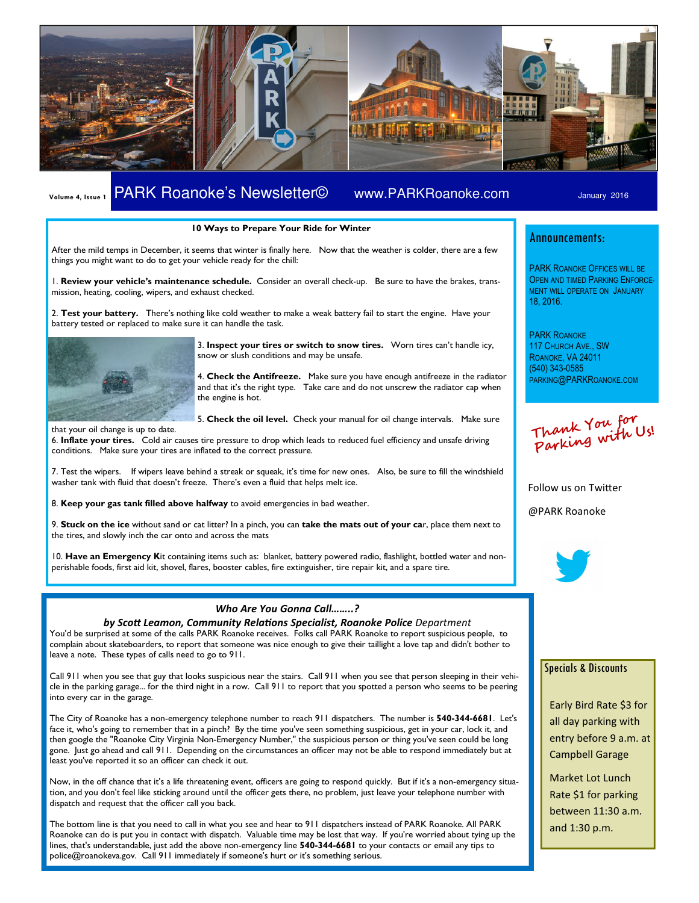Volume 4, Issue 1

# PARK Roanoke's Newsletter© www.PARKRoanoke.com

January 2016

## 10 Ways to Prepare Your Ride for Winter

After the mild temps in December, it seems that winter is finally here. Now that the weather is colder, there are a few things you might want to do to get your vehicle ready for the chill:

1. **Review your vehicle's maintenance schedule.** Consider an overall check-up. Be sure to have the brakes, transmission, heating, cooling, wipers, and exhaust checked.

2. **Test your battery.** There's nothing like cold weather to make a weak battery fail to start the engine. Have your battery tested or replaced to make sure it can handle the task.

3. **Inspect your tires or switch to snow tires.** Worn tires can't handle icy, snow or slush conditions and may be unsafe.

4. **Check the Antifreeze.** Make sure you have enough antifreeze in the radiator and that it's the right type. Take care and do not unscrew the radiator cap when the engine is hot.

5. **Check the oil level.** Check your manual for oil change intervals. Make sure that your oil change is up to date.

6. **Inflate your tires.** Cold air causes tire pressure to drop which leads to reduced fuel efficiency and unsafe driving conditions. Make sure your tires are inflated to the correct pressure.

7. Test the wipers. If wipers leave behind a streak or squeak, it's time for new ones. Also, be sure to fill the windshield washer tank with fluid that doesn't freeze. There's even a fluid that helps melt ice.

8. **Keep your gas tank filled above halfway** to avoid emergencies in bad weather.

9. **Stuck on the ice** without sand or cat litter? In a pinch, you can **take the mats out of your ca**r, place them next to the tires, and slowly inch the car onto and across the mats

10. **Have an Emergency K**it containing items such as: blanket, battery powered radio, flashlight, bottled water and non-perishable foods, first aid kit, shovel, flares, booster cables, fire extinguisher, tire repair kit, and a spare tire.

## *Who Are You Gonna Call……..?*

***by Scott Leamon, Community Relations Specialist, Roanoke Police** Department*

You'd be surprised at some of the calls PARK Roanoke receives. Folks call PARK Roanoke to report suspicious people, to complain about skateboarders, to report that someone was nice enough to give their taillight a love tap and didn't bother to leave a note. These types of calls need to go to 911.

Call 911 when you see that guy that looks suspicious near the stairs. Call 911 when you see that person sleeping in their vehicle in the parking garage... for the third night in a row. Call 911 to report that you spotted a person who seems to be peering into every car in the garage.

The City of Roanoke has a non-emergency telephone number to reach 911 dispatchers. The number is **540-344-6681**. Let's face it, who's going to remember that in a pinch? By the time you've seen something suspicious, get in your car, lock it, and then google the "Roanoke City Virginia Non-Emergency Number," the suspicious person or thing you've seen could be long gone. Just go ahead and call 911. Depending on the circumstances an officer may not be able to respond immediately but at least you've reported it so an officer can check it out.

Now, in the off chance that it's a life threatening event, officers are going to respond quickly. But if it's a non-emergency situation, and you don't feel like sticking around until the officer gets there, no problem, just leave your telephone number with dispatch and request that the officer call you back.

The bottom line is that you need to call in what you see and hear to 911 dispatchers instead of PARK Roanoke. All PARK Roanoke can do is put you in contact with dispatch. Valuable time may be lost that way. If you're worried about tying up the lines, that's understandable, just add the above non-emergency line **540-344-6681** to your contacts or email any tips to police@roanokeva.gov. Call 911 immediately if someone's hurt or it's something serious.

## Announcements:

PARK Roanoke Offices will be open and timed parking enforcement will operate on January 18, 2016.

PARK Roanoke
117 Church Ave., SW
Roanoke, VA 24011
(540) 343-0585
parking@PARKRoanoke.com

Thank You for Parking with Us!

Follow us on Twitter

@PARK Roanoke

## Specials & Discounts

Early Bird Rate $3 for all day parking with entry before 9 a.m. at Campbell Garage

Market Lot Lunch Rate $1 for parking between 11:30 a.m. and 1:30 p.m.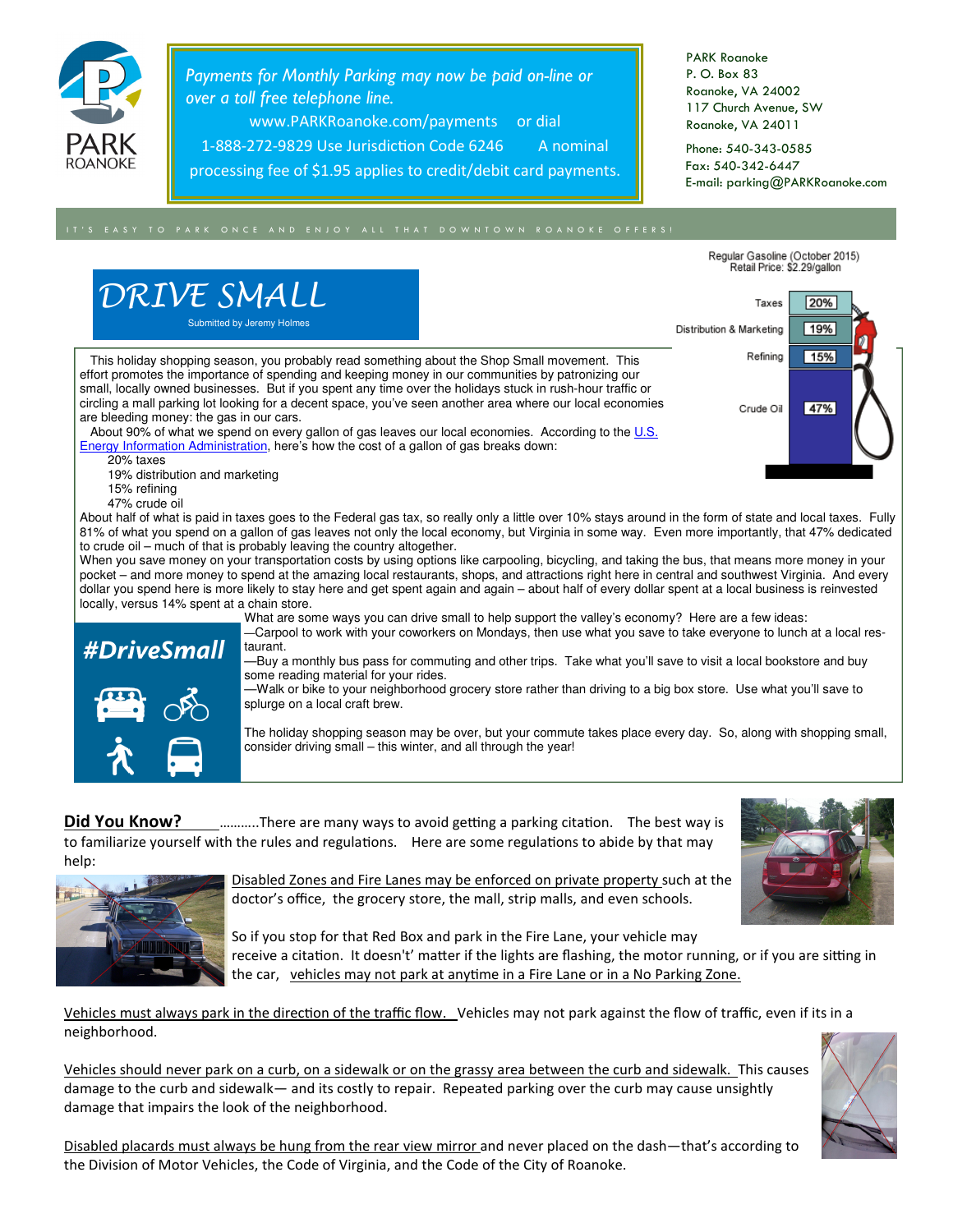PARK ROANOKE

*Payments for Monthly Parking may now be paid on-line or over a toll free telephone line.*

www.PARKRoanoke.com/payments or dial 1-888-272-9829 Use Jurisdiction Code 6246 A nominal processing fee of $1.95 applies to credit/debit card payments.

PARK Roanoke
P. O. Box 83
Roanoke, VA 24002
117 Church Avenue, SW
Roanoke, VA 24011

Phone: 540-343-0585
Fax: 540-342-6447
E-mail: parking@PARKRoanoke.com

IT'S EASY TO PARK ONCE AND ENJOY ALL THAT DOWNTOWN ROANOKE OFFERS!

# DRIVE SMALL

Submitted by Jeremy Holmes

Regular Gasoline (October 2015)
Retail Price: $2.29/gallon

Taxes 20%
Distribution & Marketing 19%
Refining 15%
Crude Oil 47%

This holiday shopping season, you probably read something about the Shop Small movement. This effort promotes the importance of spending and keeping money in our communities by patronizing our small, locally owned businesses. But if you spent any time over the holidays stuck in rush-hour traffic or circling a mall parking lot looking for a decent space, you've seen another area where our local economies are bleeding money: the gas in our cars.

About 90% of what we spend on every gallon of gas leaves our local economies. According to the U.S. Energy Information Administration, here's how the cost of a gallon of gas breaks down:

20% taxes
19% distribution and marketing
15% refining
47% crude oil

About half of what is paid in taxes goes to the Federal gas tax, so really only a little over 10% stays around in the form of state and local taxes. Fully 81% of what you spend on a gallon of gas leaves not only the local economy, but Virginia in some way. Even more importantly, that 47% dedicated to crude oil – much of that is probably leaving the country altogether.

When you save money on your transportation costs by using options like carpooling, bicycling, and taking the bus, that means more money in your pocket – and more money to spend at the amazing local restaurants, shops, and attractions right here in central and southwest Virginia. And every dollar you spend here is more likely to stay here and get spent again and again – about half of every dollar spent at a local business is reinvested locally, versus 14% spent at a chain store.

#DriveSmall

What are some ways you can drive small to help support the valley's economy? Here are a few ideas:

—Carpool to work with your coworkers on Mondays, then use what you save to take everyone to lunch at a local restaurant.

—Buy a monthly bus pass for commuting and other trips. Take what you'll save to visit a local bookstore and buy some reading material for your rides.

—Walk or bike to your neighborhood grocery store rather than driving to a big box store. Use what you'll save to splurge on a local craft brew.

The holiday shopping season may be over, but your commute takes place every day. So, along with shopping small, consider driving small – this winter, and all through the year!

**Did You Know?** ..........There are many ways to avoid getting a parking citation. The best way is to familiarize yourself with the rules and regulations. Here are some regulations to abide by that may help:

Disabled Zones and Fire Lanes may be enforced on private property such at the doctor's office, the grocery store, the mall, strip malls, and even schools.

So if you stop for that Red Box and park in the Fire Lane, your vehicle may receive a citation. It doesn't' matter if the lights are flashing, the motor running, or if you are sitting in the car, vehicles may not park at anytime in a Fire Lane or in a No Parking Zone.

Vehicles must always park in the direction of the traffic flow. Vehicles may not park against the flow of traffic, even if its in a neighborhood.

Vehicles should never park on a curb, on a sidewalk or on the grassy area between the curb and sidewalk. This causes damage to the curb and sidewalk— and its costly to repair. Repeated parking over the curb may cause unsightly damage that impairs the look of the neighborhood.

Disabled placards must always be hung from the rear view mirror and never placed on the dash—that's according to the Division of Motor Vehicles, the Code of Virginia, and the Code of the City of Roanoke.